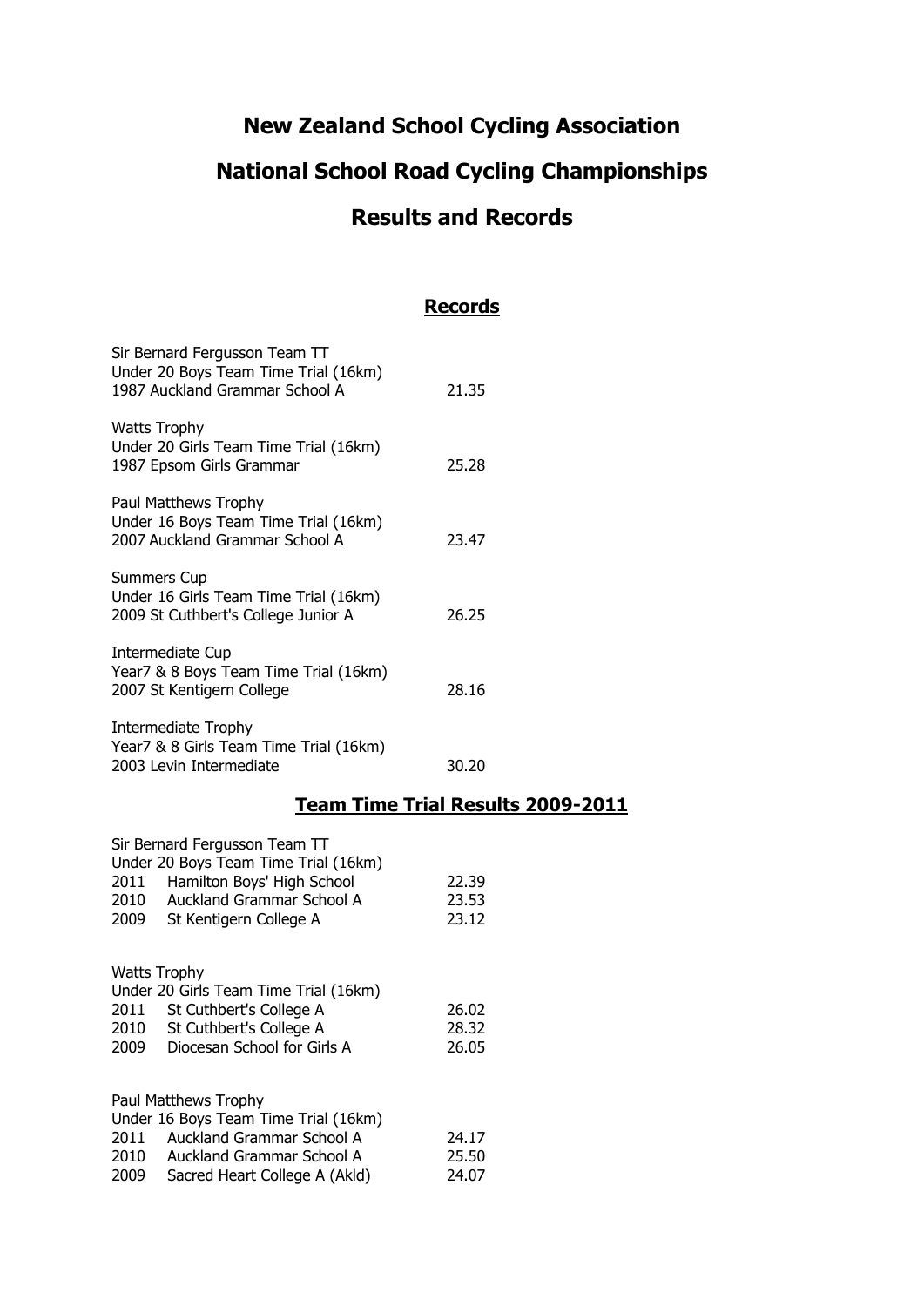# New Zealand School Cycling Association

# National School Road Cycling Championships

# Results and Records

## Records

Sir Bernard Fergusson Team TT
Under 20 Boys Team Time Trial (16km)

| | |
|---|---|
| 1987 Auckland Grammar School A | 21.35 |

Watts Trophy
Under 20 Girls Team Time Trial (16km)

| | |
|---|---|
| 1987 Epsom Girls Grammar | 25.28 |

Paul Matthews Trophy
Under 16 Boys Team Time Trial (16km)

| | |
|---|---|
| 2007 Auckland Grammar School A | 23.47 |

Summers Cup
Under 16 Girls Team Time Trial (16km)

| | |
|---|---|
| 2009 St Cuthbert's College Junior A | 26.25 |

Intermediate Cup
Year7 & 8 Boys Team Time Trial (16km)

| | |
|---|---|
| 2007 St Kentigern College | 28.16 |

Intermediate Trophy
Year7 & 8 Girls Team Time Trial (16km)

| | |
|---|---|
| 2003 Levin Intermediate | 30.20 |

## Team Time Trial Results 2009-2011

Sir Bernard Fergusson Team TT
Under 20 Boys Team Time Trial (16km)

| | | |
|---|---|---|
| 2011 | Hamilton Boys' High School | 22.39 |
| 2010 | Auckland Grammar School A | 23.53 |
| 2009 | St Kentigern College A | 23.12 |

Watts Trophy
Under 20 Girls Team Time Trial (16km)

| | | |
|---|---|---|
| 2011 | St Cuthbert's College A | 26.02 |
| 2010 | St Cuthbert's College A | 28.32 |
| 2009 | Diocesan School for Girls A | 26.05 |

Paul Matthews Trophy
Under 16 Boys Team Time Trial (16km)

| | | |
|---|---|---|
| 2011 | Auckland Grammar School A | 24.17 |
| 2010 | Auckland Grammar School A | 25.50 |
| 2009 | Sacred Heart College A (Akld) | 24.07 |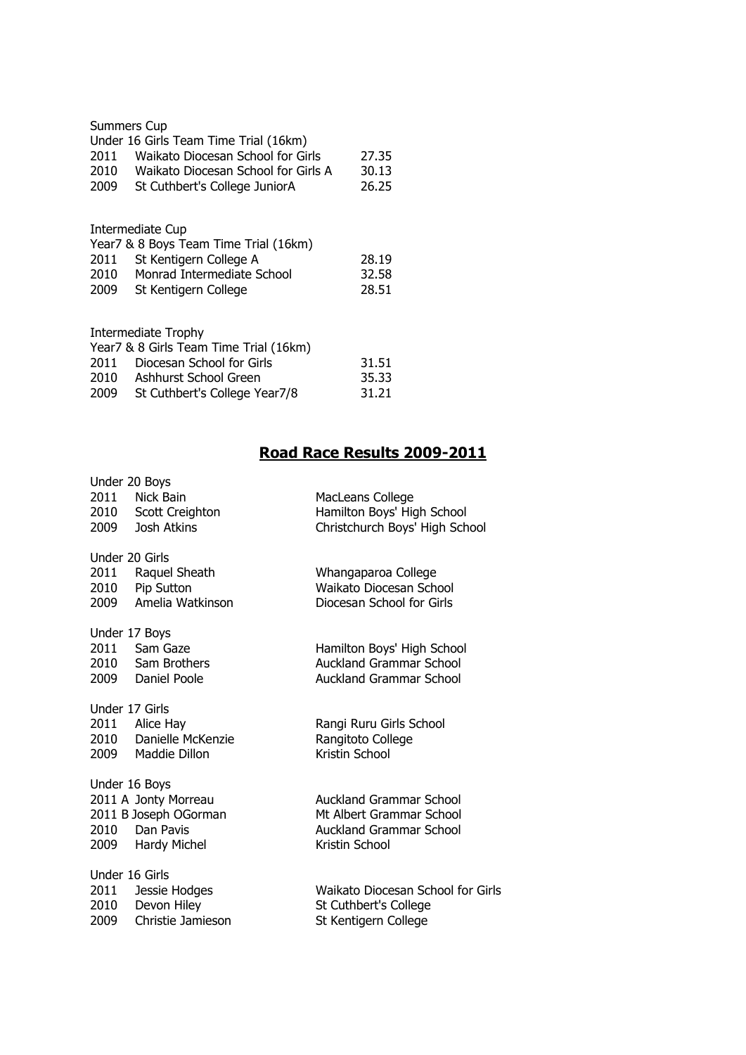Summers Cup
Under 16 Girls Team Time Trial (16km)

| | | |
|---|---|---|
| 2011 | Waikato Diocesan School for Girls | 27.35 |
| 2010 | Waikato Diocesan School for Girls A | 30.13 |
| 2009 | St Cuthbert's College JuniorA | 26.25 |

Intermediate Cup
Year7 & 8 Boys Team Time Trial (16km)

| | | |
|---|---|---|
| 2011 | St Kentigern College A | 28.19 |
| 2010 | Monrad Intermediate School | 32.58 |
| 2009 | St Kentigern College | 28.51 |

Intermediate Trophy
Year7 & 8 Girls Team Time Trial (16km)

| | | |
|---|---|---|
| 2011 | Diocesan School for Girls | 31.51 |
| 2010 | Ashhurst School Green | 35.33 |
| 2009 | St Cuthbert's College Year7/8 | 31.21 |

## **Road Race Results 2009-2011**

Under 20 Boys

| | | |
|---|---|---|
| 2011 | Nick Bain | MacLeans College |
| 2010 | Scott Creighton | Hamilton Boys' High School |
| 2009 | Josh Atkins | Christchurch Boys' High School |

Under 20 Girls

| | | |
|---|---|---|
| 2011 | Raquel Sheath | Whangaparoa College |
| 2010 | Pip Sutton | Waikato Diocesan School |
| 2009 | Amelia Watkinson | Diocesan School for Girls |

Under 17 Boys

| | | |
|---|---|---|
| 2011 | Sam Gaze | Hamilton Boys' High School |
| 2010 | Sam Brothers | Auckland Grammar School |
| 2009 | Daniel Poole | Auckland Grammar School |

Under 17 Girls

| | | |
|---|---|---|
| 2011 | Alice Hay | Rangi Ruru Girls School |
| 2010 | Danielle McKenzie | Rangitoto College |
| 2009 | Maddie Dillon | Kristin School |

Under 16 Boys

| | | |
|---|---|---|
| 2011 A | Jonty Morreau | Auckland Grammar School |
| 2011 B | Joseph OGorman | Mt Albert Grammar School |
| 2010 | Dan Pavis | Auckland Grammar School |
| 2009 | Hardy Michel | Kristin School |

Under 16 Girls

| | | |
|---|---|---|
| 2011 | Jessie Hodges | Waikato Diocesan School for Girls |
| 2010 | Devon Hiley | St Cuthbert's College |
| 2009 | Christie Jamieson | St Kentigern College |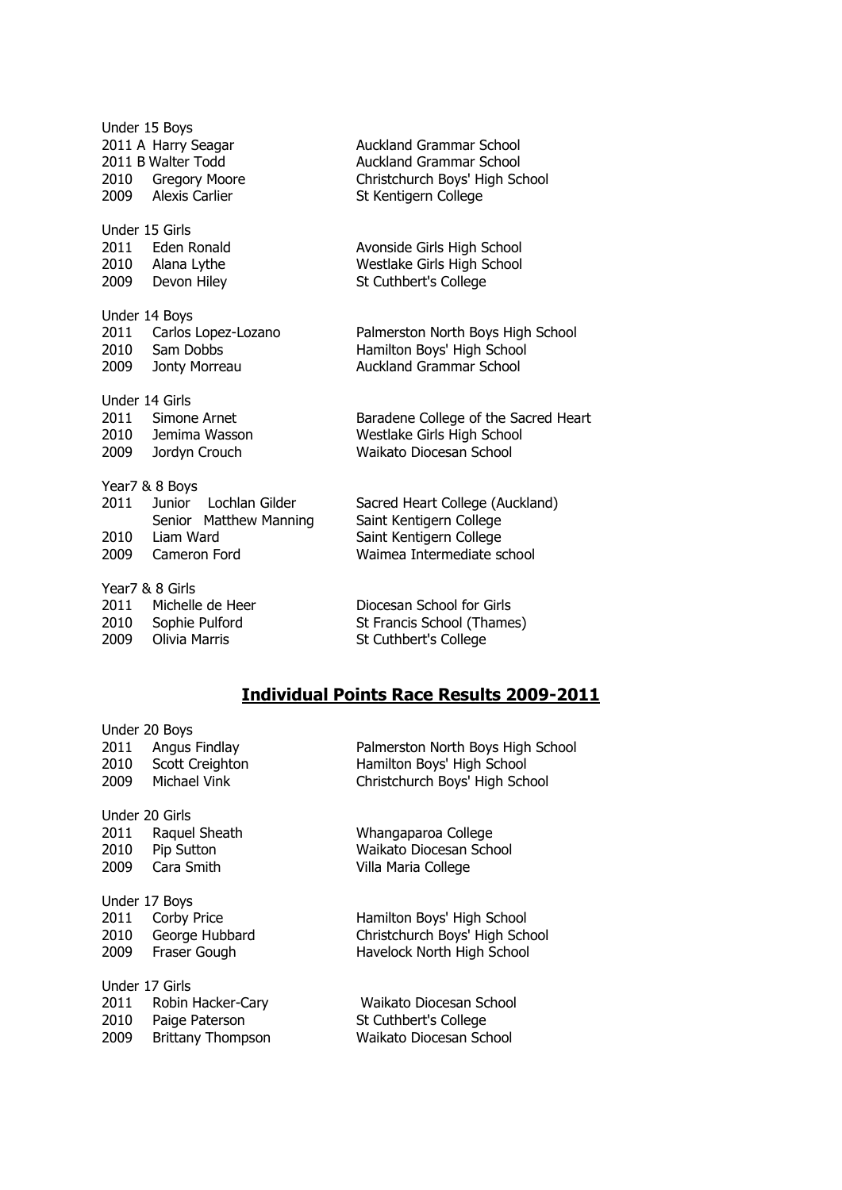Under 15 Boys

| | | |
|---|---|---|
| 2011 A | Harry Seagar | Auckland Grammar School |
| 2011 B | Walter Todd | Auckland Grammar School |
| 2010 | Gregory Moore | Christchurch Boys' High School |
| 2009 | Alexis Carlier | St Kentigern College |

Under 15 Girls

| | | |
|---|---|---|
| 2011 | Eden Ronald | Avonside Girls High School |
| 2010 | Alana Lythe | Westlake Girls High School |
| 2009 | Devon Hiley | St Cuthbert's College |

Under 14 Boys

| | | |
|---|---|---|
| 2011 | Carlos Lopez-Lozano | Palmerston North Boys High School |
| 2010 | Sam Dobbs | Hamilton Boys' High School |
| 2009 | Jonty Morreau | Auckland Grammar School |

Under 14 Girls

| | | |
|---|---|---|
| 2011 | Simone Arnet | Baradene College of the Sacred Heart |
| 2010 | Jemima Wasson | Westlake Girls High School |
| 2009 | Jordyn Crouch | Waikato Diocesan School |

Year7 & 8 Boys

| | | |
|---|---|---|
| 2011 | Junior Lochlan Gilder | Sacred Heart College (Auckland) |
| | Senior Matthew Manning | Saint Kentigern College |
| 2010 | Liam Ward | Saint Kentigern College |
| 2009 | Cameron Ford | Waimea Intermediate school |

Year7 & 8 Girls

| | | |
|---|---|---|
| 2011 | Michelle de Heer | Diocesan School for Girls |
| 2010 | Sophie Pulford | St Francis School (Thames) |
| 2009 | Olivia Marris | St Cuthbert's College |

## Individual Points Race Results 2009-2011

Under 20 Boys

| | | |
|---|---|---|
| 2011 | Angus Findlay | Palmerston North Boys High School |
| 2010 | Scott Creighton | Hamilton Boys' High School |
| 2009 | Michael Vink | Christchurch Boys' High School |

Under 20 Girls

| | | |
|---|---|---|
| 2011 | Raquel Sheath | Whangaparoa College |
| 2010 | Pip Sutton | Waikato Diocesan School |
| 2009 | Cara Smith | Villa Maria College |

Under 17 Boys

| | | |
|---|---|---|
| 2011 | Corby Price | Hamilton Boys' High School |
| 2010 | George Hubbard | Christchurch Boys' High School |
| 2009 | Fraser Gough | Havelock North High School |

Under 17 Girls

| | | |
|---|---|---|
| 2011 | Robin Hacker-Cary | Waikato Diocesan School |
| 2010 | Paige Paterson | St Cuthbert's College |
| 2009 | Brittany Thompson | Waikato Diocesan School |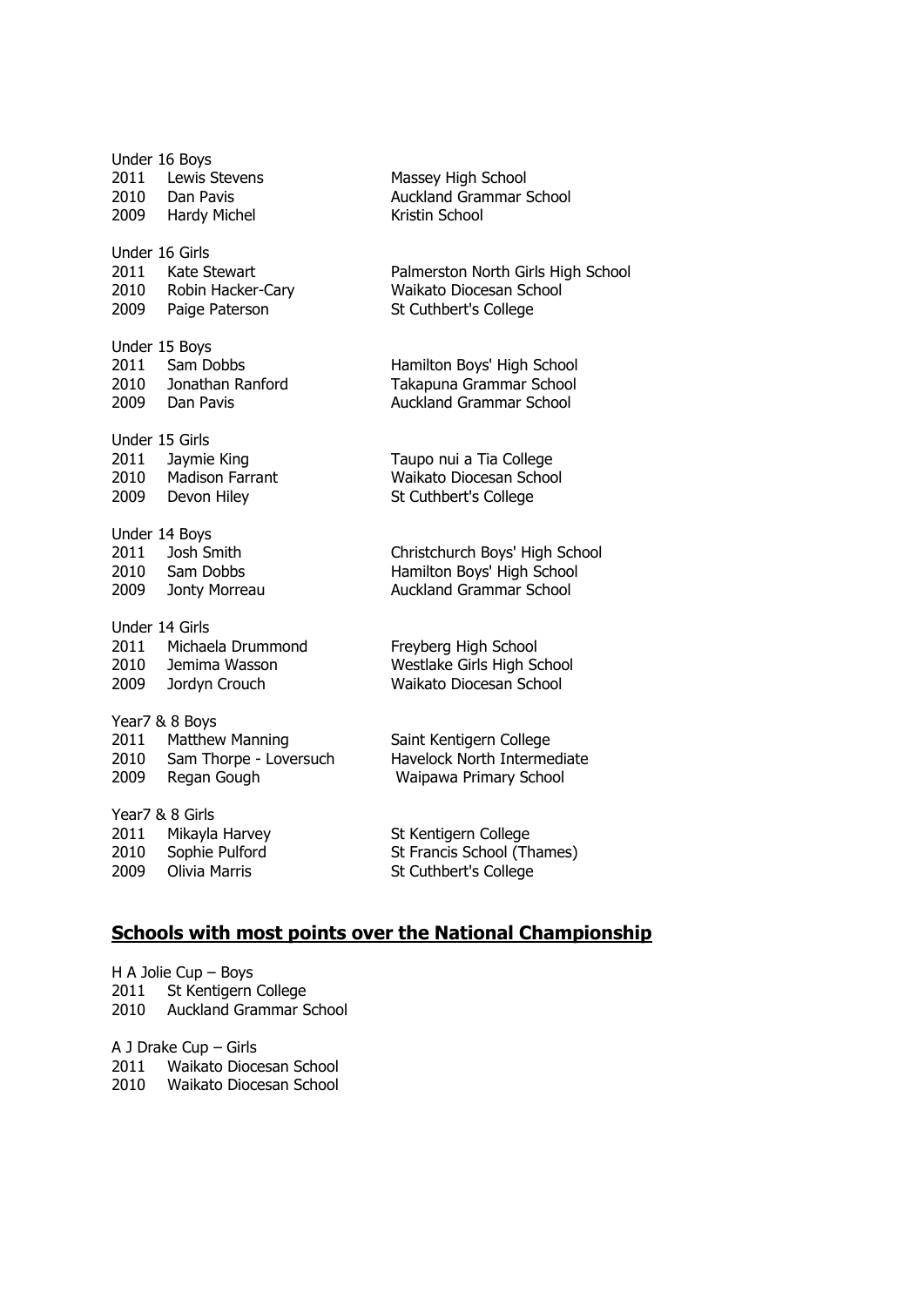Under 16 Boys

| | | |
|---|---|---|
| 2011 | Lewis Stevens | Massey High School |
| 2010 | Dan Pavis | Auckland Grammar School |
| 2009 | Hardy Michel | Kristin School |

Under 16 Girls

| | | |
|---|---|---|
| 2011 | Kate Stewart | Palmerston North Girls High School |
| 2010 | Robin Hacker-Cary | Waikato Diocesan School |
| 2009 | Paige Paterson | St Cuthbert's College |

Under 15 Boys

| | | |
|---|---|---|
| 2011 | Sam Dobbs | Hamilton Boys' High School |
| 2010 | Jonathan Ranford | Takapuna Grammar School |
| 2009 | Dan Pavis | Auckland Grammar School |

Under 15 Girls

| | | |
|---|---|---|
| 2011 | Jaymie King | Taupo nui a Tia College |
| 2010 | Madison Farrant | Waikato Diocesan School |
| 2009 | Devon Hiley | St Cuthbert's College |

Under 14 Boys

| | | |
|---|---|---|
| 2011 | Josh Smith | Christchurch Boys' High School |
| 2010 | Sam Dobbs | Hamilton Boys' High School |
| 2009 | Jonty Morreau | Auckland Grammar School |

Under 14 Girls

| | | |
|---|---|---|
| 2011 | Michaela Drummond | Freyberg High School |
| 2010 | Jemima Wasson | Westlake Girls High School |
| 2009 | Jordyn Crouch | Waikato Diocesan School |

Year7 & 8 Boys

| | | |
|---|---|---|
| 2011 | Matthew Manning | Saint Kentigern College |
| 2010 | Sam Thorpe - Loversuch | Havelock North Intermediate |
| 2009 | Regan Gough | Waipawa Primary School |

Year7 & 8 Girls

| | | |
|---|---|---|
| 2011 | Mikayla Harvey | St Kentigern College |
| 2010 | Sophie Pulford | St Francis School (Thames) |
| 2009 | Olivia Marris | St Cuthbert's College |

## **Schools with most points over the National Championship**

H A Jolie Cup – Boys

2011 St Kentigern College
2010 Auckland Grammar School

A J Drake Cup – Girls

2011 Waikato Diocesan School
2010 Waikato Diocesan School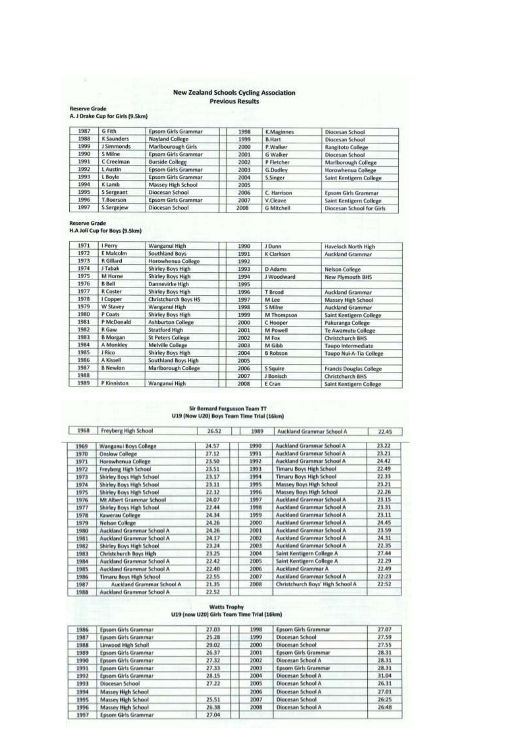# New Zealand Schools Cycling Association

## Previous Results

### Reserve Grade

#### A. J Drake Cup for Girls (9.5km)

| | | | | | |
|---|---|---|---|---|---|
| 1987 | G Fith | Epsom Girls Grammar | 1998 | K.Maginnes | Diocesan School |
| 1988 | K Saunders | Nayland College | 1999 | B.Hart | Diocesan School |
| 1999 | J Simmonds | Marlbourough Girls | 2000 | P.Walker | Rangitoto College |
| 1990 | S Milne | Epsom Girls Grammar | 2001 | G Walker | Diocesan School |
| 1991 | C Creelman | Burside College | 2002 | P Fletcher | Marlborough College |
| 1992 | L Austin | Epsom Girls Grammar | 2003 | G.Dudley | Horowhenua College |
| 1993 | L Boyle | Epsom Girls Grammar | 2004 | S.Singer | Saint Kentigern College |
| 1994 | K Lamb | Massey High School | 2005 | | |
| 1995 | S Sergeant | Diocesan School | 2006 | C. Harrison | Epsom Girls Grammar |
| 1996 | T.Boerson | Epsom Girls Grammar | 2007 | V.Cleave | Saint Kentigern College |
| 1997 | S.Sergejew | Diocesan School | 2008 | G Mitchell | Diocesan School for Girls |

### Reserve Grade

#### H.A Joli Cup for Boys (9.5km)

| | | | | | |
|---|---|---|---|---|---|
| 1971 | I Perry | Wanganui High | 1990 | J Dunn | Havelock North High |
| 1972 | E Malcolm | Southland Boys | 1991 | K Clarkson | Auckland Grammar |
| 1973 | R Gillard | Horowhenua College | 1992 | | |
| 1974 | J Tabak | Shirley Boys High | 1993 | D Adams | Nelson College |
| 1975 | M Horne | Shirley Boys High | 1994 | J Woodward | New Plymouth BHS |
| 1976 | B Bell | Dannevirke High | 1995 | | |
| 1977 | R Coster | Shirley Boys High | 1996 | T Broad | Auckland Grammar |
| 1978 | I Copper | Christchurch Boys HS | 1997 | M Lee | Massey High School |
| 1979 | W Stavey | Wanganui High | 1998 | S Milne | Auckland Grammar |
| 1980 | P Coats | Shirley Boys High | 1999 | M Thompson | Saint Kentigern College |
| 1981 | P McDonald | Ashburton College | 2000 | C Hooper | Pakuranga College |
| 1982 | R Gaw | Stratford High | 2001 | M Powell | Te Awamutu College |
| 1983 | B Morgan | St Peters College | 2002 | M Fox | Christchurch BHS |
| 1984 | A Monkley | Melville College | 2003 | M Gibb | Taupo Intermediate |
| 1985 | J Rico | Shirley Boys High | 2004 | B Robson | Taupo Nui-A-Tia College |
| 1986 | A Kissell | Southland Boys High | 2005 | | |
| 1987 | B Newlon | Marlborough College | 2006 | S Squire | Francis Douglas College |
| 1988 | | | 2007 | J Bonisch | Christchurch BHS |
| 1989 | P Kinniston | Wanganui High | 2008 | E Cran | Saint Kentigern College |

### Sir Bernard Fergusson Team TT

#### U19 (Now U20) Boys Team Time Trial (16km)

| | | | | | |
|---|---|---|---|---|---|
| 1968 | Freyberg High School | 26.52 | 1989 | Auckland Grammar School A | 22.45 |
| 1969 | Wanganui Boys College | 24.57 | 1990 | Auckland Grammar School A | 23.22 |
| 1970 | Onslow College | 27.12 | 1991 | Auckland Grammar School A | 23.21 |
| 1971 | Horowhenua College | 23.50 | 1992 | Auckland Grammar School A | 24.42 |
| 1972 | Freyberg High School | 23.51 | 1993 | Timaru Boys High School | 22.49 |
| 1973 | Shirley Boys High School | 23.17 | 1994 | Timaru Boys High School | 22.33 |
| 1974 | Shirley Boys High School | 23.11 | 1995 | Massey Boys High School | 23.21 |
| 1975 | Shirley Boys High School | 22.12 | 1996 | Massey Boys High School | 22.26 |
| 1976 | Mt Albert Grammar School | 24.07 | 1997 | Auckland Grammar School A | 23.15 |
| 1977 | Shirley Boys High School | 22.44 | 1998 | Auckland Grammar School A | 23.31 |
| 1978 | Kawerau College | 24.34 | 1999 | Auckland Grammar School A | 23.11 |
| 1979 | Nelson College | 24.26 | 2000 | Auckland Grammar School A | 24.45 |
| 1980 | Auckland Grammar School A | 24.26 | 2001 | Auckland Grammar School A | 23.59 |
| 1981 | Auckland Grammar School A | 24.17 | 2002 | Auckland Grammar School A | 24.31 |
| 1982 | Shirley Boys High School | 23.24 | 2003 | Auckland Grammar School A | 22.35 |
| 1983 | Christchurch Boys High | 23.25 | 2004 | Saint Kentigern College A | 27.44 |
| 1984 | Auckland Grammar School A | 22.42 | 2005 | Saint Kentigern College A | 22.29 |
| 1985 | Auckland Grammar School A | 22.40 | 2006 | Auckland Grammar A | 22.49 |
| 1986 | Timaru Boys High School | 22.55 | 2007 | Auckland Grammar School A | 22:23 |
| 1987 | Auckland Grammar School A | 21.35 | 2008 | Christchurch Boys' High School A | 22:52 |
| 1988 | Auckland Grammar School A | 22.52 | | | |

### Watts Trophy

#### U19 (now U20) Girls Team Time Trial (16km)

| | | | | | |
|---|---|---|---|---|---|
| 1986 | Epsom Girls Grammar | 27.03 | 1998 | Epsom Girls Grammar | 27.07 |
| 1987 | Epsom Girls Grammar | 25.28 | 1999 | Diocesan School | 27.59 |
| 1988 | Linwood High Scholl | 29.02 | 2000 | Diocesan School | 27.55 |
| 1989 | Epsom Girls Grammar | 26.37 | 2001 | Epsom Girls Grammar | 28.31 |
| 1990 | Epsom Girls Grammar | 27.32 | 2002 | Diocesan School A | 28.31 |
| 1991 | Epsom Girls Grammar | 27.33 | 2003 | Epsom Girls Grammar | 28.31 |
| 1992 | Epsom Girls Grammar | 28.15 | 2004 | Diocesan School A | 31.04 |
| 1993 | Diocesan School | 27.22 | 2005 | Diocesan School A | 26.31 |
| 1994 | Massey High School | | 2006 | Diocesan School A | 27.01 |
| 1995 | Massey High School | 25.51 | 2007 | Diocesan School | 26:25 |
| 1996 | Massey High School | 26.38 | 2008 | Diocesan School A | 26:48 |
| 1997 | Epsom Girls Grammar | 27.04 | | | |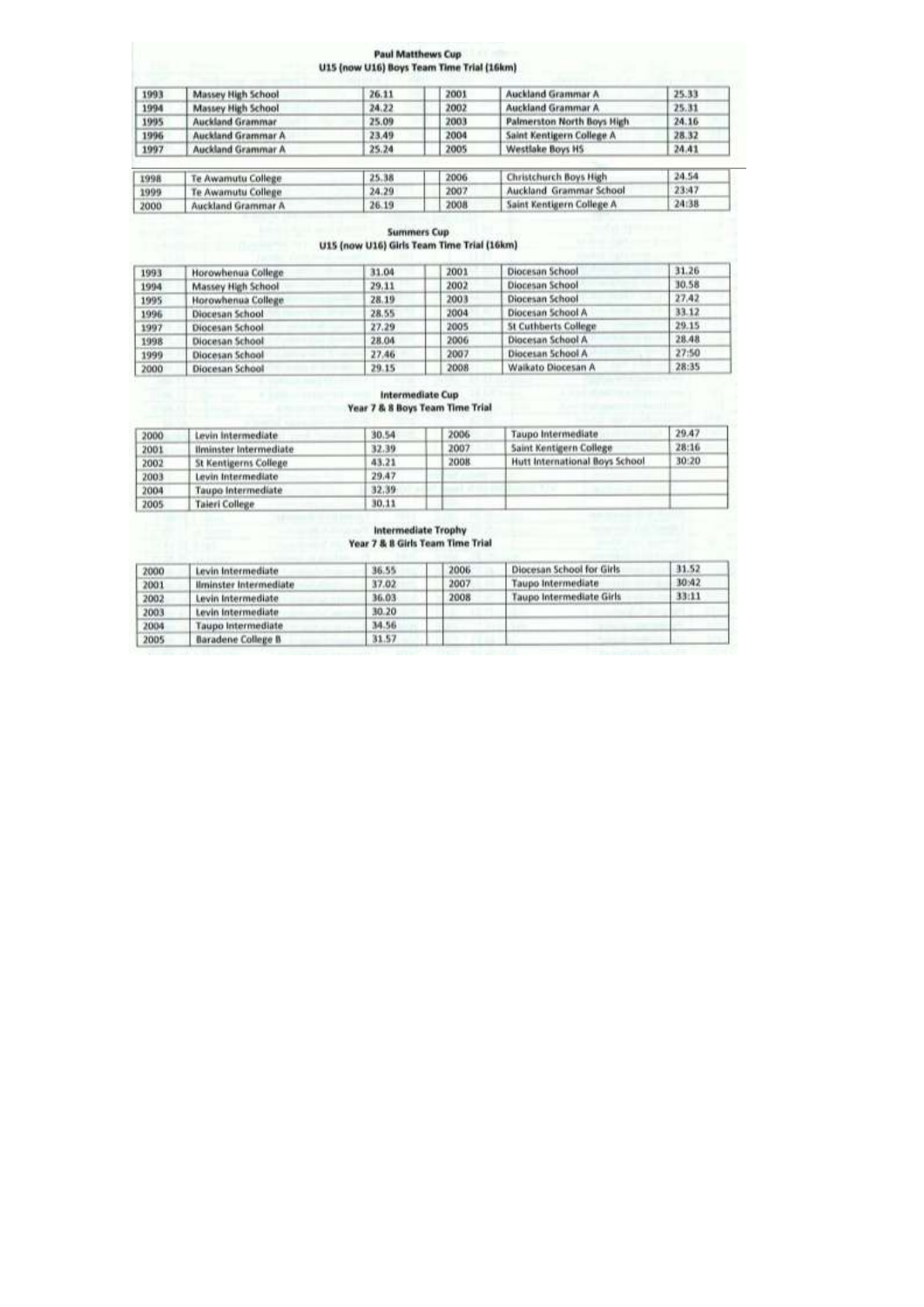**Paul Matthews Cup**
**U15 (now U16) Boys Team Time Trial (16km)**

| | | | | | |
|---|---|---|---|---|---|
| 1993 | Massey High School | 26.11 | 2001 | Auckland Grammar A | 25.33 |
| 1994 | Massey High School | 24.22 | 2002 | Auckland Grammar A | 25.31 |
| 1995 | Auckland Grammar | 25.09 | 2003 | Palmerston North Boys High | 24.16 |
| 1996 | Auckland Grammar A | 23.49 | 2004 | Saint Kentigern College A | 28.32 |
| 1997 | Auckland Grammar A | 25.24 | 2005 | Westlake Boys HS | 24.41 |
| 1998 | Te Awamutu College | 25.38 | 2006 | Christchurch Boys High | 24.54 |
| 1999 | Te Awamutu College | 24.29 | 2007 | Auckland Grammar School | 23:47 |
| 2000 | Auckland Grammar A | 26.19 | 2008 | Saint Kentigern College A | 24:38 |

**Summers Cup**
**U15 (now U16) Girls Team Time Trial (16km)**

| | | | | | |
|---|---|---|---|---|---|
| 1993 | Horowhenua College | 31.04 | 2001 | Diocesan School | 31.26 |
| 1994 | Massey High School | 29.11 | 2002 | Diocesan School | 30.58 |
| 1995 | Horowhenua College | 28.19 | 2003 | Diocesan School | 27.42 |
| 1996 | Diocesan School | 28.55 | 2004 | Diocesan School A | 33.12 |
| 1997 | Diocesan School | 27.29 | 2005 | St Cuthberts College | 29.15 |
| 1998 | Diocesan School | 28.04 | 2006 | Diocesan School A | 28.48 |
| 1999 | Diocesan School | 27.46 | 2007 | Diocesan School A | 27:50 |
| 2000 | Diocesan School | 29.15 | 2008 | Waikato Diocesan A | 28:35 |

**Intermediate Cup**
**Year 7 & 8 Boys Team Time Trial**

| | | | | | |
|---|---|---|---|---|---|
| 2000 | Levin Intermediate | 30.54 | 2006 | Taupo Intermediate | 29.47 |
| 2001 | Ilminster Intermediate | 32.39 | 2007 | Saint Kentigern College | 28:16 |
| 2002 | St Kentigerns College | 43.21 | 2008 | Hutt International Boys School | 30:20 |
| 2003 | Levin Intermediate | 29.47 | | | |
| 2004 | Taupo Intermediate | 32.39 | | | |
| 2005 | Taieri College | 30.11 | | | |

**Intermediate Trophy**
**Year 7 & 8 Girls Team Time Trial**

| | | | | | |
|---|---|---|---|---|---|
| 2000 | Levin Intermediate | 36.55 | 2006 | Diocesan School for Girls | 31.52 |
| 2001 | Ilminster Intermediate | 37.02 | 2007 | Taupo Intermediate | 30:42 |
| 2002 | Levin Intermediate | 36.03 | 2008 | Taupo Intermediate Girls | 33:11 |
| 2003 | Levin Intermediate | 30.20 | | | |
| 2004 | Taupo Intermediate | 34.56 | | | |
| 2005 | Baradene College B | 31.57 | | | |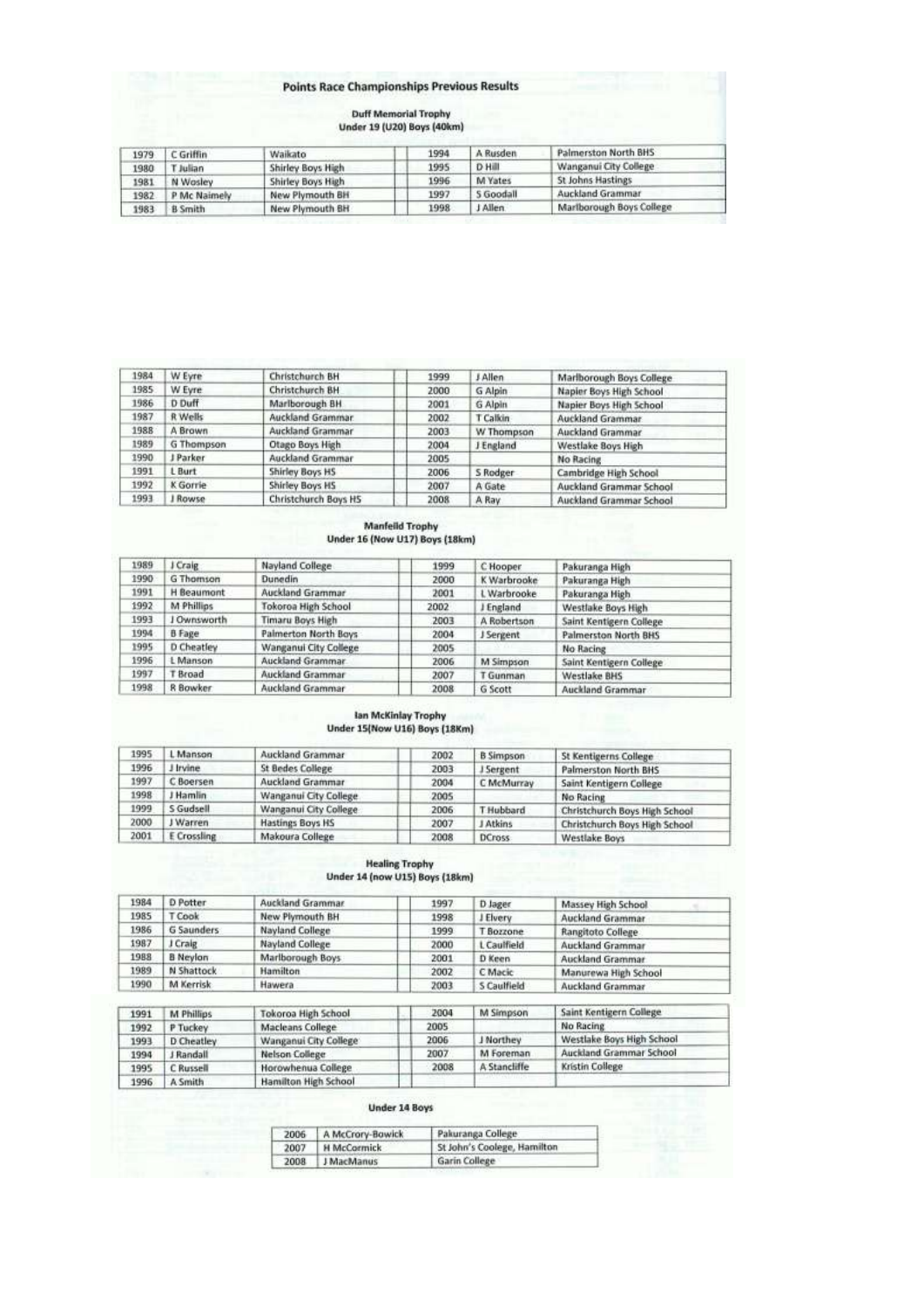# Points Race Championships Previous Results

## Duff Memorial Trophy
### Under 19 (U20) Boys (40km)

| | | | | | | |
|---|---|---|---|---|---|---|
| 1979 | C Griffin | Waikato | | 1994 | A Rusden | Palmerston North BHS |
| 1980 | T Julian | Shirley Boys High | | 1995 | D Hill | Wanganui City College |
| 1981 | N Wosley | Shirley Boys High | | 1996 | M Yates | St Johns Hastings |
| 1982 | P Mc Naimely | New Plymouth BH | | 1997 | S Goodall | Auckland Grammar |
| 1983 | B Smith | New Plymouth BH | | 1998 | J Allen | Marlborough Boys College |
| 1984 | W Eyre | Christchurch BH | | 1999 | J Allen | Marlborough Boys College |
| 1985 | W Eyre | Christchurch BH | | 2000 | G Alpin | Napier Boys High School |
| 1986 | D Duff | Marlborough BH | | 2001 | G Alpin | Napier Boys High School |
| 1987 | R Wells | Auckland Grammar | | 2002 | T Calkin | Auckland Grammar |
| 1988 | A Brown | Auckland Grammar | | 2003 | W Thompson | Auckland Grammar |
| 1989 | G Thompson | Otago Boys High | | 2004 | J England | Westlake Boys High |
| 1990 | J Parker | Auckland Grammar | | 2005 | | No Racing |
| 1991 | L Burt | Shirley Boys HS | | 2006 | S Rodger | Cambridge High School |
| 1992 | K Gorrie | Shirley Boys HS | | 2007 | A Gate | Auckland Grammar School |
| 1993 | J Rowse | Christchurch Boys HS | | 2008 | A Ray | Auckland Grammar School |

## Manfeild Trophy
### Under 16 (Now U17) Boys (18km)

| | | | | | | |
|---|---|---|---|---|---|---|
| 1989 | J Craig | Nayland College | | 1999 | C Hooper | Pakuranga High |
| 1990 | G Thomson | Dunedin | | 2000 | K Warbrooke | Pakuranga High |
| 1991 | H Beaumont | Auckland Grammar | | 2001 | L Warbrooke | Pakuranga High |
| 1992 | M Phillips | Tokoroa High School | | 2002 | J England | Westlake Boys High |
| 1993 | J Ownsworth | Timaru Boys High | | 2003 | A Robertson | Saint Kentigern College |
| 1994 | B Fage | Palmerston North Boys | | 2004 | J Sergent | Palmerston North BHS |
| 1995 | D Cheatley | Wanganui City College | | 2005 | | No Racing |
| 1996 | L Manson | Auckland Grammar | | 2006 | M Simpson | Saint Kentigern College |
| 1997 | T Broad | Auckland Grammar | | 2007 | T Gunman | Westlake BHS |
| 1998 | R Bowker | Auckland Grammar | | 2008 | G Scott | Auckland Grammar |

## Ian McKinlay Trophy
### Under 15(Now U16) Boys (18Km)

| | | | | | | |
|---|---|---|---|---|---|---|
| 1995 | L Manson | Auckland Grammar | | 2002 | B Simpson | St Kentigerns College |
| 1996 | J Irvine | St Bedes College | | 2003 | J Sergent | Palmerston North BHS |
| 1997 | C Boersen | Auckland Grammar | | 2004 | C McMurray | Saint Kentigern College |
| 1998 | J Hamlin | Wanganui City College | | 2005 | | No Racing |
| 1999 | S Gudsell | Wanganui City College | | 2006 | T Hubbard | Christchurch Boys High School |
| 2000 | J Warren | Hastings Boys HS | | 2007 | J Atkins | Christchurch Boys High School |
| 2001 | E Crossling | Makoura College | | 2008 | DCross | Westlake Boys |

## Healing Trophy
### Under 14 (now U15) Boys (18km)

| | | | | | | |
|---|---|---|---|---|---|---|
| 1984 | D Potter | Auckland Grammar | | 1997 | D Jager | Massey High School |
| 1985 | T Cook | New Plymouth BH | | 1998 | J Elvery | Auckland Grammar |
| 1986 | G Saunders | Nayland College | | 1999 | T Bozzone | Rangitoto College |
| 1987 | J Craig | Nayland College | | 2000 | L Caulfield | Auckland Grammar |
| 1988 | B Neylon | Marlborough Boys | | 2001 | D Keen | Auckland Grammar |
| 1989 | N Shattock | Hamilton | | 2002 | C Macic | Manurewa High School |
| 1990 | M Kerrisk | Hawera | | 2003 | S Caulfield | Auckland Grammar |
| 1991 | M Phillips | Tokoroa High School | | 2004 | M Simpson | Saint Kentigern College |
| 1992 | P Tuckey | Macleans College | | 2005 | | No Racing |
| 1993 | D Cheatley | Wanganui City College | | 2006 | J Northey | Westlake Boys High School |
| 1994 | J Randall | Nelson College | | 2007 | M Foreman | Auckland Grammar School |
| 1995 | C Russell | Horowhenua College | | 2008 | A Stancliffe | Kristin College |
| 1996 | A Smith | Hamilton High School | | | | |

### Under 14 Boys

| | | |
|---|---|---|
| 2006 | A McCrory-Bowick | Pakuranga College |
| 2007 | H McCormick | St John's Coolege, Hamilton |
| 2008 | J MacManus | Garin College |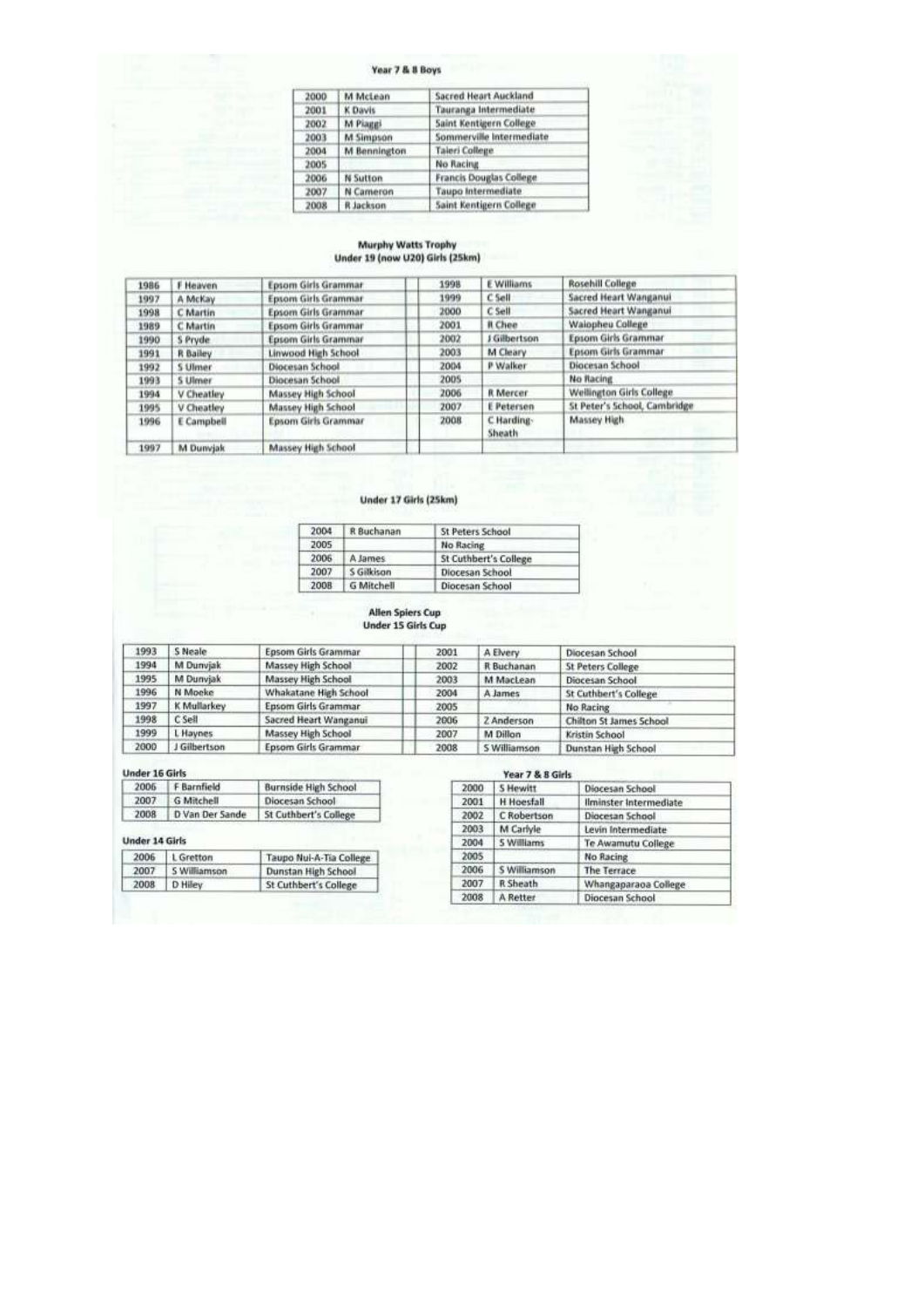### Year 7 & 8 Boys

| | | |
|---|---|---|
| 2000 | M McLean | Sacred Heart Auckland |
| 2001 | K Davis | Tauranga Intermediate |
| 2002 | M Piaggi | Saint Kentigern College |
| 2003 | M Simpson | Sommerville Intermediate |
| 2004 | M Bennington | Taieri College |
| 2005 | | No Racing |
| 2006 | N Sutton | Francis Douglas College |
| 2007 | N Cameron | Taupo Intermediate |
| 2008 | R Jackson | Saint Kentigern College |

### Murphy Watts Trophy
### Under 19 (now U20) Girls (25km)

| | | | | | | |
|---|---|---|---|---|---|---|
| 1986 | F Heaven | Epsom Girls Grammar | | 1998 | E Williams | Rosehill College |
| 1997 | A McKay | Epsom Girls Grammar | | 1999 | C Sell | Sacred Heart Wanganui |
| 1998 | C Martin | Epsom Girls Grammar | | 2000 | C Sell | Sacred Heart Wanganui |
| 1989 | C Martin | Epsom Girls Grammar | | 2001 | R Chee | Waiopheu College |
| 1990 | S Pryde | Epsom Girls Grammar | | 2002 | J Gilbertson | Epsom Girls Grammar |
| 1991 | R Bailey | Linwood High School | | 2003 | M Cleary | Epsom Girls Grammar |
| 1992 | S Ulmer | Diocesan School | | 2004 | P Walker | Diocesan School |
| 1993 | S Ulmer | Diocesan School | | 2005 | | No Racing |
| 1994 | V Cheatley | Massey High School | | 2006 | R Mercer | Wellington Girls College |
| 1995 | V Cheatley | Massey High School | | 2007 | E Petersen | St Peter's School, Cambridge |
| 1996 | E Campbell | Epsom Girls Grammar | | 2008 | C Harding-Sheath | Massey High |
| 1997 | M Dunvjak | Massey High School | | | | |

### Under 17 Girls (25km)

| | | |
|---|---|---|
| 2004 | R Buchanan | St Peters School |
| 2005 | | No Racing |
| 2006 | A James | St Cuthbert's College |
| 2007 | S Gilkison | Diocesan School |
| 2008 | G Mitchell | Diocesan School |

### Allen Spiers Cup
### Under 15 Girls Cup

| | | | | | | |
|---|---|---|---|---|---|---|
| 1993 | S Neale | Epsom Girls Grammar | | 2001 | A Elvery | Diocesan School |
| 1994 | M Dunvjak | Massey High School | | 2002 | R Buchanan | St Peters College |
| 1995 | M Dunvjak | Massey High School | | 2003 | M MacLean | Diocesan School |
| 1996 | N Moeke | Whakatane High School | | 2004 | A James | St Cuthbert's College |
| 1997 | K Mullarkey | Epsom Girls Grammar | | 2005 | | No Racing |
| 1998 | C Sell | Sacred Heart Wanganui | | 2006 | Z Anderson | Chilton St James School |
| 1999 | L Haynes | Massey High School | | 2007 | M Dillon | Kristin School |
| 2000 | J Gilbertson | Epsom Girls Grammar | | 2008 | S Williamson | Dunstan High School |

### Under 16 Girls

| | | |
|---|---|---|
| 2006 | F Barnfield | Burnside High School |
| 2007 | G Mitchell | Diocesan School |
| 2008 | D Van Der Sande | St Cuthbert's College |

### Under 14 Girls

| | | |
|---|---|---|
| 2006 | L Gretton | Taupo Nui-A-Tia College |
| 2007 | S Williamson | Dunstan High School |
| 2008 | D Hiley | St Cuthbert's College |

### Year 7 & 8 Girls

| | | |
|---|---|---|
| 2000 | S Hewitt | Diocesan School |
| 2001 | H Hoesfall | Ilminster Intermediate |
| 2002 | C Robertson | Diocesan School |
| 2003 | M Carlyle | Levin Intermediate |
| 2004 | S Williams | Te Awamutu College |
| 2005 | | No Racing |
| 2006 | S Williamson | The Terrace |
| 2007 | R Sheath | Whangaparaoa College |
| 2008 | A Retter | Diocesan School |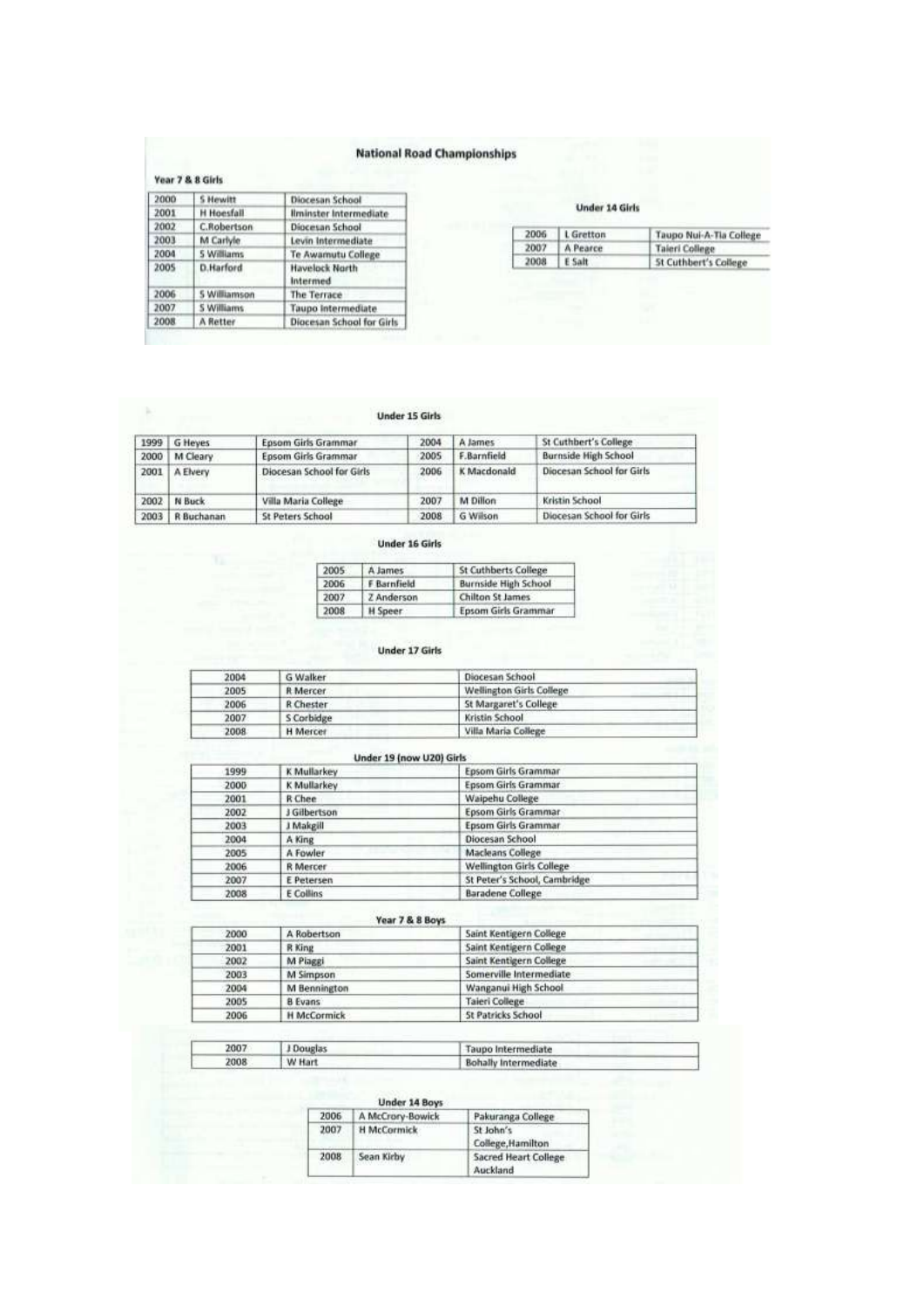# National Road Championships

### Year 7 & 8 Girls

| | | |
|---|---|---|
| 2000 | S Hewitt | Diocesan School |
| 2001 | H Hoesfall | Ilminster Intermediate |
| 2002 | C.Robertson | Diocesan School |
| 2003 | M Carlyle | Levin Intermediate |
| 2004 | S Williams | Te Awamutu College |
| 2005 | D.Harford | Havelock North Intermed |
| 2006 | S Williamson | The Terrace |
| 2007 | S Williams | Taupo Intermediate |
| 2008 | A Retter | Diocesan School for Girls |

### Under 14 Girls

| | | |
|---|---|---|
| 2006 | L Gretton | Taupo Nui-A-Tia College |
| 2007 | A Pearce | Taieri College |
| 2008 | E Salt | St Cuthbert's College |

### Under 15 Girls

| | | | | | |
|---|---|---|---|---|---|
| 1999 | G Heyes | Epsom Girls Grammar | 2004 | A James | St Cuthbert's College |
| 2000 | M Cleary | Epsom Girls Grammar | 2005 | F.Barnfield | Burnside High School |
| 2001 | A Elvery | Diocesan School for Girls | 2006 | K Macdonald | Diocesan School for Girls |
| 2002 | N Buck | Villa Maria College | 2007 | M Dillon | Kristin School |
| 2003 | R Buchanan | St Peters School | 2008 | G Wilson | Diocesan School for Girls |

### Under 16 Girls

| | | |
|---|---|---|
| 2005 | A James | St Cuthberts College |
| 2006 | F Barnfield | Burnside High School |
| 2007 | Z Anderson | Chilton St James |
| 2008 | H Speer | Epsom Girls Grammar |

### Under 17 Girls

| | | |
|---|---|---|
| 2004 | G Walker | Diocesan School |
| 2005 | R Mercer | Wellington Girls College |
| 2006 | R Chester | St Margaret's College |
| 2007 | S Corbidge | Kristin School |
| 2008 | H Mercer | Villa Maria College |

### Under 19 (now U20) Girls

| | | |
|---|---|---|
| 1999 | K Mullarkey | Epsom Girls Grammar |
| 2000 | K Mullarkey | Epsom Girls Grammar |
| 2001 | R Chee | Waipehu College |
| 2002 | J Gilbertson | Epsom Girls Grammar |
| 2003 | J Makgill | Epsom Girls Grammar |
| 2004 | A King | Diocesan School |
| 2005 | A Fowler | Macleans College |
| 2006 | R Mercer | Wellington Girls College |
| 2007 | E Petersen | St Peter's School, Cambridge |
| 2008 | E Collins | Baradene College |

### Year 7 & 8 Boys

| | | |
|---|---|---|
| 2000 | A Robertson | Saint Kentigern College |
| 2001 | R King | Saint Kentigern College |
| 2002 | M Piaggi | Saint Kentigern College |
| 2003 | M Simpson | Somerville Intermediate |
| 2004 | M Bennington | Wanganui High School |
| 2005 | B Evans | Taieri College |
| 2006 | H McCormick | St Patricks School |
| 2007 | J Douglas | Taupo Intermediate |
| 2008 | W Hart | Bohally Intermediate |

### Under 14 Boys

| | | |
|---|---|---|
| 2006 | A McCrory-Bowick | Pakuranga College |
| 2007 | H McCormick | St John's College,Hamilton |
| 2008 | Sean Kirby | Sacred Heart College Auckland |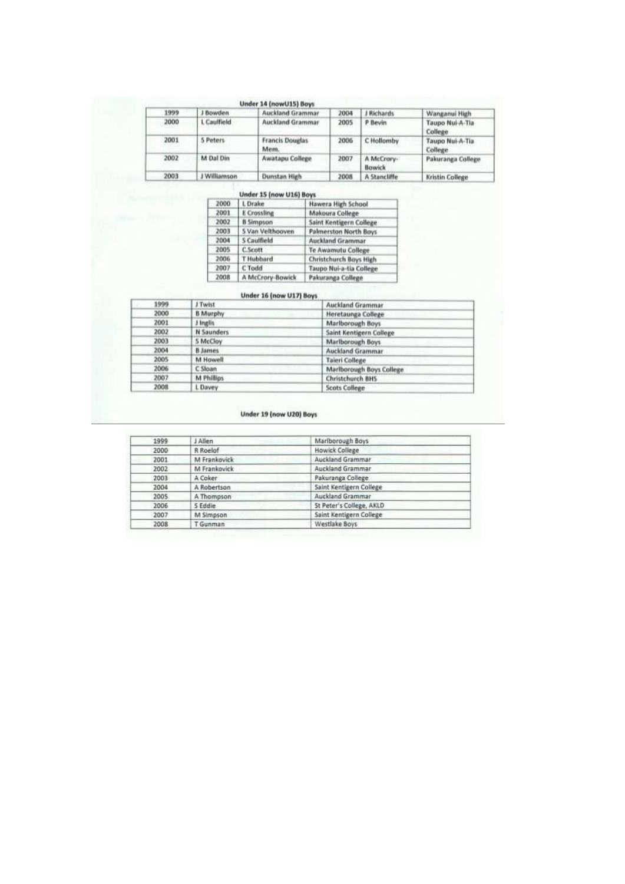**Under 14 (nowU15) Boys**

| | | | | | |
|---|---|---|---|---|---|
| 1999 | J Bowden | Auckland Grammar | 2004 | J Richards | Wanganui High |
| 2000 | L Caulfield | Auckland Grammar | 2005 | P Bevin | Taupo Nui-A-Tia College |
| 2001 | S Peters | Francis Douglas Mem. | 2006 | C Hollomby | Taupo Nui-A-Tia College |
| 2002 | M Dal Din | Awatapu College | 2007 | A McCrory-Bowick | Pakuranga College |
| 2003 | J Williamson | Dunstan High | 2008 | A Stancliffe | Kristin College |

**Under 15 (now U16) Boys**

| | | |
|---|---|---|
| 2000 | L Drake | Hawera High School |
| 2001 | E Crossling | Makoura College |
| 2002 | B Simpson | Saint Kentigern College |
| 2003 | S Van Velthooven | Palmerston North Boys |
| 2004 | S Caulfield | Auckland Grammar |
| 2005 | C.Scott | Te Awamutu College |
| 2006 | T Hubbard | Christchurch Boys High |
| 2007 | C Todd | Taupo Nui-a-tia College |
| 2008 | A McCrory-Bowick | Pakuranga College |

**Under 16 (now U17) Boys**

| | | |
|---|---|---|
| 1999 | J Twist | Auckland Grammar |
| 2000 | B Murphy | Heretaunga College |
| 2001 | J Inglis | Marlborough Boys |
| 2002 | N Saunders | Saint Kentigern College |
| 2003 | S McCloy | Marlborough Boys |
| 2004 | B James | Auckland Grammar |
| 2005 | M Howell | Taieri College |
| 2006 | C Sloan | Marlborough Boys College |
| 2007 | M Phillips | Christchurch BHS |
| 2008 | L Davey | Scots College |

**Under 19 (now U20) Boys**

| | | |
|---|---|---|
| 1999 | J Allen | Marlborough Boys |
| 2000 | R Roelof | Howick College |
| 2001 | M Frankovick | Auckland Grammar |
| 2002 | M Frankovick | Auckland Grammar |
| 2003 | A Coker | Pakuranga College |
| 2004 | A Robertson | Saint Kentigern College |
| 2005 | A Thompson | Auckland Grammar |
| 2006 | S Eddie | St Peter's College, AKLD |
| 2007 | M Simpson | Saint Kentigern College |
| 2008 | T Gunman | Westlake Boys |